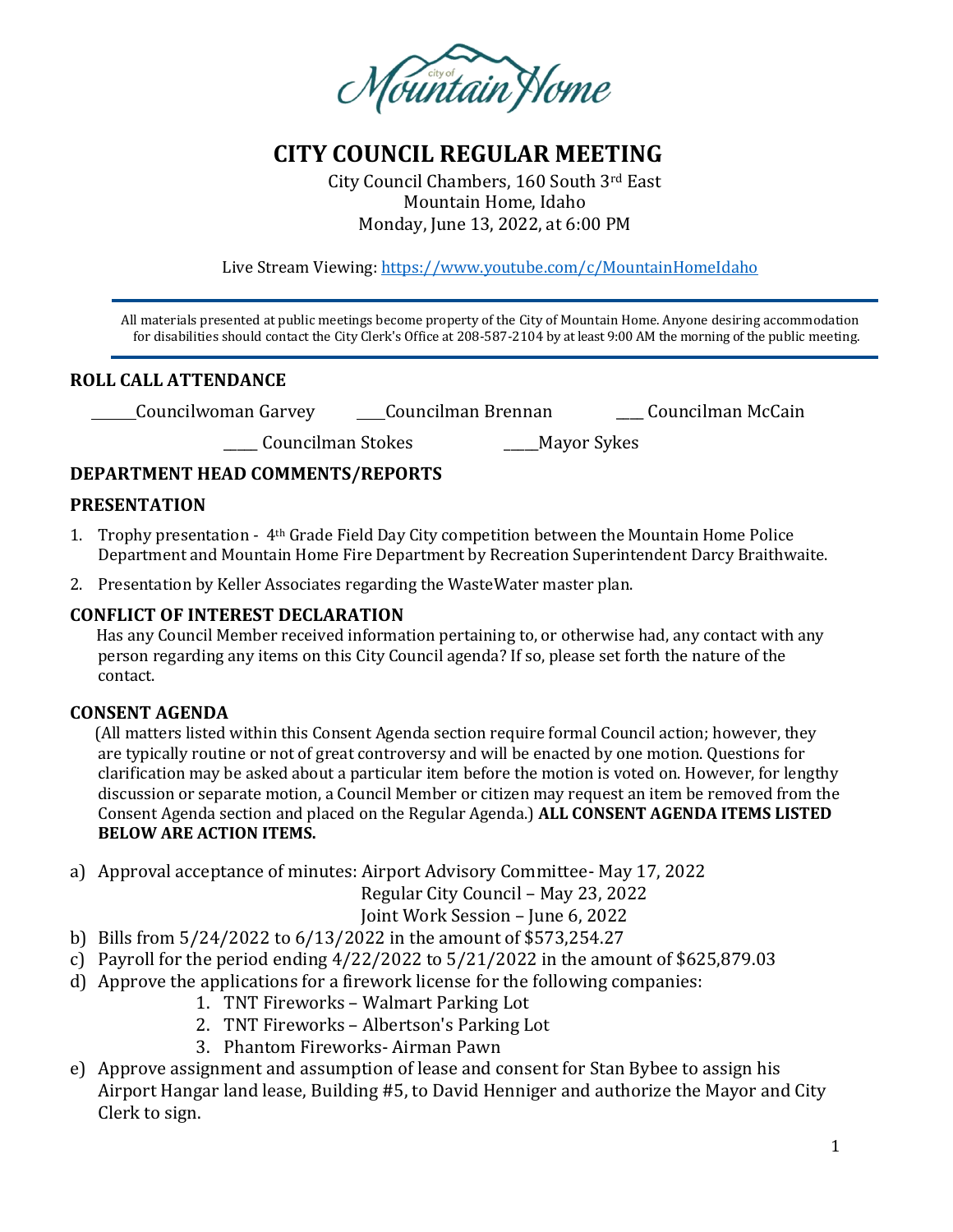# CITY COUNCIL REGULAR MEETING

City Council Chambers, 160 South 3rd East
Mountain Home, Idaho
Monday, June 13, 2022, at 6:00 PM

Live Stream Viewing: https://www.youtube.com/c/MountainHomeIdaho

All materials presented at public meetings become property of the City of Mountain Home. Anyone desiring accommodation for disabilities should contact the City Clerk's Office at 208-587-2104 by at least 9:00 AM the morning of the public meeting.

## ROLL CALL ATTENDANCE

______Councilwoman Garvey ____Councilman Brennan ___ Councilman McCain

____ Councilman Stokes ____Mayor Sykes

## DEPARTMENT HEAD COMMENTS/REPORTS

## PRESENTATION

1. Trophy presentation - 4th Grade Field Day City competition between the Mountain Home Police Department and Mountain Home Fire Department by Recreation Superintendent Darcy Braithwaite.
2. Presentation by Keller Associates regarding the WasteWater master plan.

## CONFLICT OF INTEREST DECLARATION

Has any Council Member received information pertaining to, or otherwise had, any contact with any person regarding any items on this City Council agenda? If so, please set forth the nature of the contact.

## CONSENT AGENDA

(All matters listed within this Consent Agenda section require formal Council action; however, they are typically routine or not of great controversy and will be enacted by one motion. Questions for clarification may be asked about a particular item before the motion is voted on. However, for lengthy discussion or separate motion, a Council Member or citizen may request an item be removed from the Consent Agenda section and placed on the Regular Agenda.) **ALL CONSENT AGENDA ITEMS LISTED BELOW ARE ACTION ITEMS.**

a) Approval acceptance of minutes: Airport Advisory Committee- May 17, 2022
   Regular City Council – May 23, 2022
   Joint Work Session – June 6, 2022
b) Bills from 5/24/2022 to 6/13/2022 in the amount of $573,254.27
c) Payroll for the period ending 4/22/2022 to 5/21/2022 in the amount of $625,879.03
d) Approve the applications for a firework license for the following companies:
   1. TNT Fireworks – Walmart Parking Lot
   2. TNT Fireworks – Albertson's Parking Lot
   3. Phantom Fireworks- Airman Pawn
e) Approve assignment and assumption of lease and consent for Stan Bybee to assign his Airport Hangar land lease, Building #5, to David Henniger and authorize the Mayor and City Clerk to sign.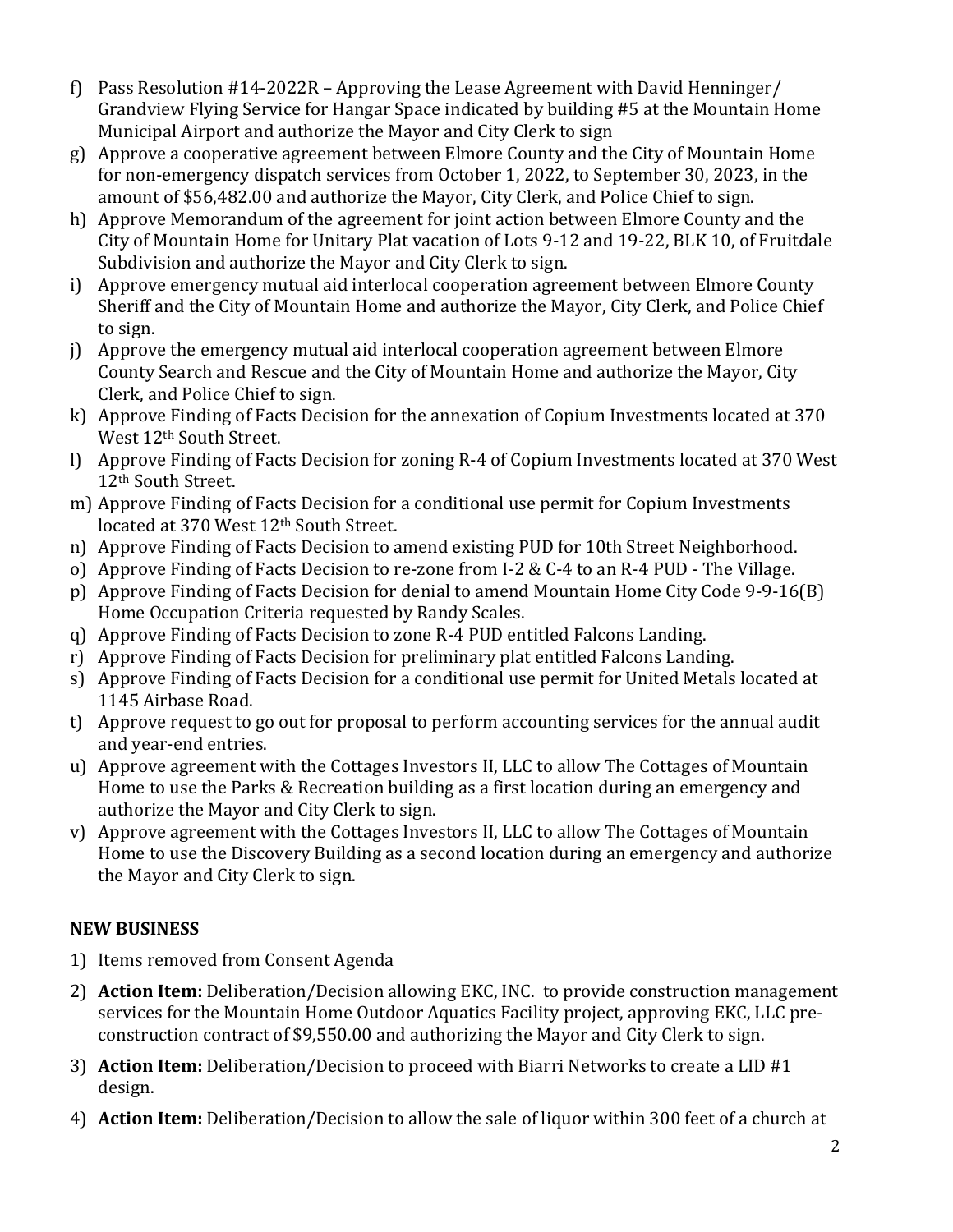f) Pass Resolution #14-2022R – Approving the Lease Agreement with David Henninger/ Grandview Flying Service for Hangar Space indicated by building #5 at the Mountain Home Municipal Airport and authorize the Mayor and City Clerk to sign
g) Approve a cooperative agreement between Elmore County and the City of Mountain Home for non-emergency dispatch services from October 1, 2022, to September 30, 2023, in the amount of $56,482.00 and authorize the Mayor, City Clerk, and Police Chief to sign.
h) Approve Memorandum of the agreement for joint action between Elmore County and the City of Mountain Home for Unitary Plat vacation of Lots 9-12 and 19-22, BLK 10, of Fruitdale Subdivision and authorize the Mayor and City Clerk to sign.
i) Approve emergency mutual aid interlocal cooperation agreement between Elmore County Sheriff and the City of Mountain Home and authorize the Mayor, City Clerk, and Police Chief to sign.
j) Approve the emergency mutual aid interlocal cooperation agreement between Elmore County Search and Rescue and the City of Mountain Home and authorize the Mayor, City Clerk, and Police Chief to sign.
k) Approve Finding of Facts Decision for the annexation of Copium Investments located at 370 West 12th South Street.
l) Approve Finding of Facts Decision for zoning R-4 of Copium Investments located at 370 West 12th South Street.
m) Approve Finding of Facts Decision for a conditional use permit for Copium Investments located at 370 West 12th South Street.
n) Approve Finding of Facts Decision to amend existing PUD for 10th Street Neighborhood.
o) Approve Finding of Facts Decision to re-zone from I-2 & C-4 to an R-4 PUD - The Village.
p) Approve Finding of Facts Decision for denial to amend Mountain Home City Code 9-9-16(B) Home Occupation Criteria requested by Randy Scales.
q) Approve Finding of Facts Decision to zone R-4 PUD entitled Falcons Landing.
r) Approve Finding of Facts Decision for preliminary plat entitled Falcons Landing.
s) Approve Finding of Facts Decision for a conditional use permit for United Metals located at 1145 Airbase Road.
t) Approve request to go out for proposal to perform accounting services for the annual audit and year-end entries.
u) Approve agreement with the Cottages Investors II, LLC to allow The Cottages of Mountain Home to use the Parks & Recreation building as a first location during an emergency and authorize the Mayor and City Clerk to sign.
v) Approve agreement with the Cottages Investors II, LLC to allow The Cottages of Mountain Home to use the Discovery Building as a second location during an emergency and authorize the Mayor and City Clerk to sign.

**NEW BUSINESS**

1) Items removed from Consent Agenda
2) **Action Item:** Deliberation/Decision allowing EKC, INC. to provide construction management services for the Mountain Home Outdoor Aquatics Facility project, approving EKC, LLC pre-construction contract of $9,550.00 and authorizing the Mayor and City Clerk to sign.
3) **Action Item:** Deliberation/Decision to proceed with Biarri Networks to create a LID #1 design.
4) **Action Item:** Deliberation/Decision to allow the sale of liquor within 300 feet of a church at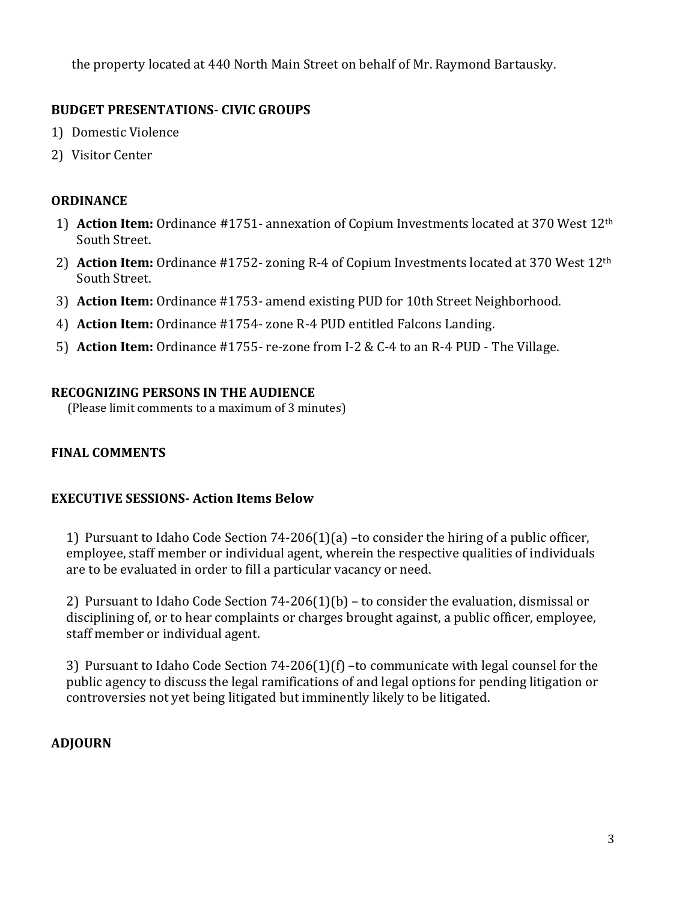the property located at 440 North Main Street on behalf of Mr. Raymond Bartausky.

**BUDGET PRESENTATIONS- CIVIC GROUPS**

1) Domestic Violence
2) Visitor Center

**ORDINANCE**

1) **Action Item:** Ordinance #1751- annexation of Copium Investments located at 370 West 12th South Street.
2) **Action Item:** Ordinance #1752- zoning R-4 of Copium Investments located at 370 West 12th South Street.
3) **Action Item:** Ordinance #1753- amend existing PUD for 10th Street Neighborhood.
4) **Action Item:** Ordinance #1754- zone R-4 PUD entitled Falcons Landing.
5) **Action Item:** Ordinance #1755- re-zone from I-2 & C-4 to an R-4 PUD - The Village.

**RECOGNIZING PERSONS IN THE AUDIENCE**
(Please limit comments to a maximum of 3 minutes)

**FINAL COMMENTS**

**EXECUTIVE SESSIONS- Action Items Below**

1) Pursuant to Idaho Code Section 74-206(1)(a) –to consider the hiring of a public officer, employee, staff member or individual agent, wherein the respective qualities of individuals are to be evaluated in order to fill a particular vacancy or need.

2) Pursuant to Idaho Code Section 74-206(1)(b) – to consider the evaluation, dismissal or disciplining of, or to hear complaints or charges brought against, a public officer, employee, staff member or individual agent.

3) Pursuant to Idaho Code Section 74-206(1)(f) –to communicate with legal counsel for the public agency to discuss the legal ramifications of and legal options for pending litigation or controversies not yet being litigated but imminently likely to be litigated.

**ADJOURN**